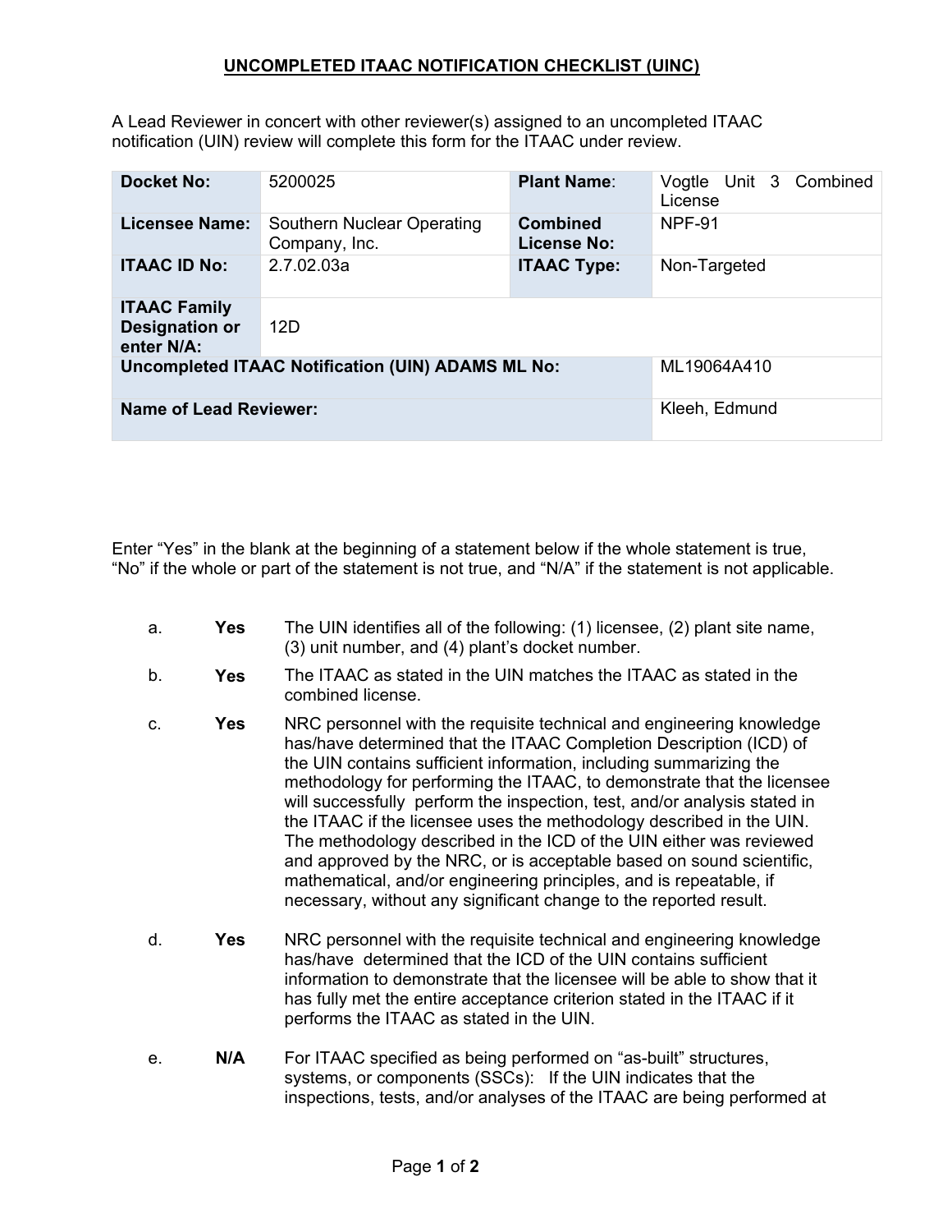# UNCOMPLETED ITAAC NOTIFICATION CHECKLIST (UINC)

A Lead Reviewer in concert with other reviewer(s) assigned to an uncompleted ITAAC notification (UIN) review will complete this form for the ITAAC under review.

| **Docket No:** | 5200025 | **Plant Name**: | Vogtle Unit 3 Combined License |
|---|---|---|---|
| **Licensee Name:** | Southern Nuclear Operating Company, Inc. | **Combined License No:** | NPF-91 |
| **ITAAC ID No:** | 2.7.02.03a | **ITAAC Type:** | Non-Targeted |
| **ITAAC Family Designation or enter N/A:** | 12D | | |
| **Uncompleted ITAAC Notification (UIN) ADAMS ML No:** | | | ML19064A410 |
| **Name of Lead Reviewer:** | | | Kleeh, Edmund |

Enter "Yes" in the blank at the beginning of a statement below if the whole statement is true, "No" if the whole or part of the statement is not true, and "N/A" if the statement is not applicable.

a. **Yes** The UIN identifies all of the following: (1) licensee, (2) plant site name, (3) unit number, and (4) plant's docket number.

b. **Yes** The ITAAC as stated in the UIN matches the ITAAC as stated in the combined license.

c. **Yes** NRC personnel with the requisite technical and engineering knowledge has/have determined that the ITAAC Completion Description (ICD) of the UIN contains sufficient information, including summarizing the methodology for performing the ITAAC, to demonstrate that the licensee will successfully perform the inspection, test, and/or analysis stated in the ITAAC if the licensee uses the methodology described in the UIN. The methodology described in the ICD of the UIN either was reviewed and approved by the NRC, or is acceptable based on sound scientific, mathematical, and/or engineering principles, and is repeatable, if necessary, without any significant change to the reported result.

d. **Yes** NRC personnel with the requisite technical and engineering knowledge has/have determined that the ICD of the UIN contains sufficient information to demonstrate that the licensee will be able to show that it has fully met the entire acceptance criterion stated in the ITAAC if it performs the ITAAC as stated in the UIN.

e. **N/A** For ITAAC specified as being performed on "as-built" structures, systems, or components (SSCs): If the UIN indicates that the inspections, tests, and/or analyses of the ITAAC are being performed at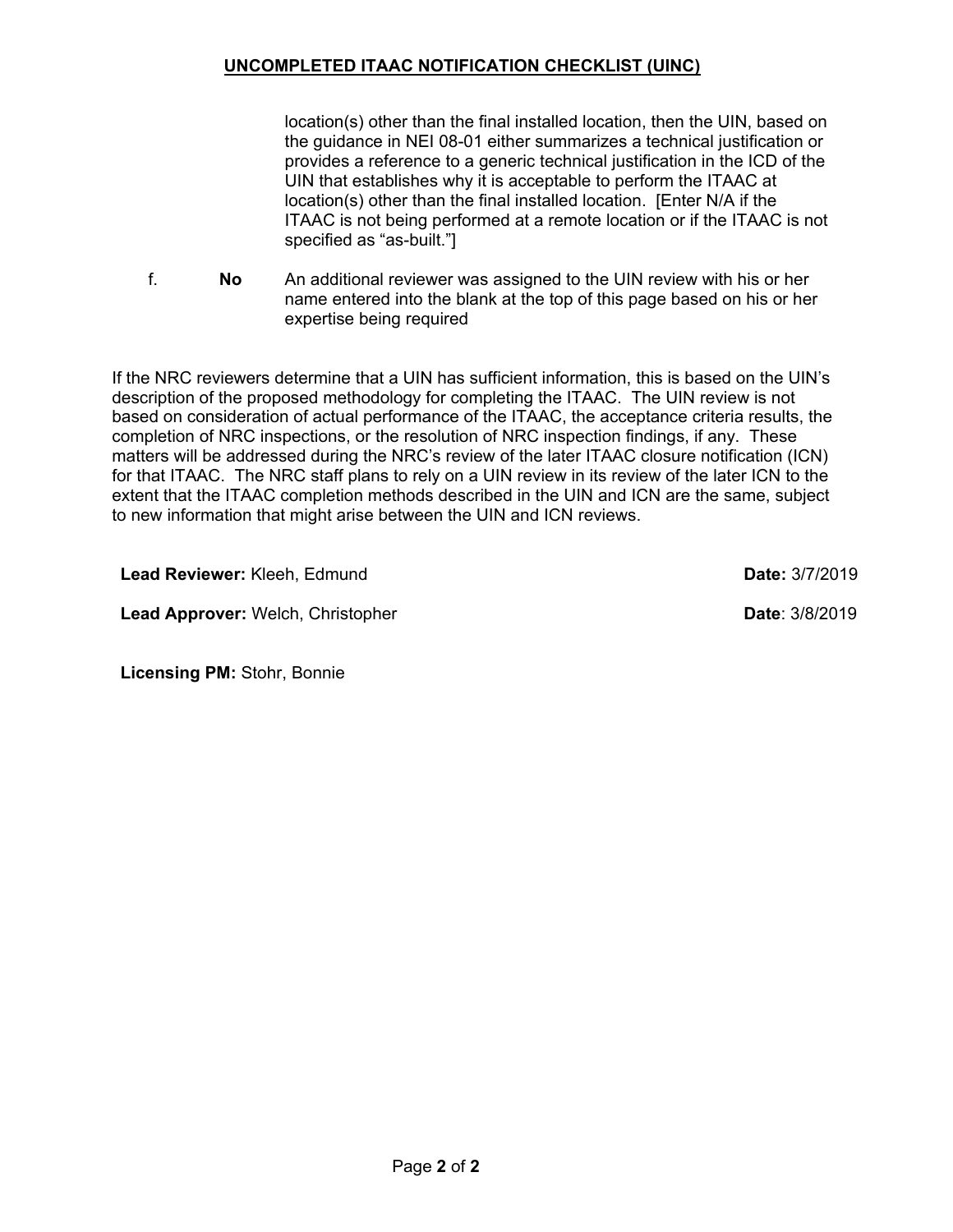## UNCOMPLETED ITAAC NOTIFICATION CHECKLIST (UINC)

location(s) other than the final installed location, then the UIN, based on the guidance in NEI 08-01 either summarizes a technical justification or provides a reference to a generic technical justification in the ICD of the UIN that establishes why it is acceptable to perform the ITAAC at location(s) other than the final installed location. [Enter N/A if the ITAAC is not being performed at a remote location or if the ITAAC is not specified as "as-built."]

f. **No** An additional reviewer was assigned to the UIN review with his or her name entered into the blank at the top of this page based on his or her expertise being required

If the NRC reviewers determine that a UIN has sufficient information, this is based on the UIN's description of the proposed methodology for completing the ITAAC. The UIN review is not based on consideration of actual performance of the ITAAC, the acceptance criteria results, the completion of NRC inspections, or the resolution of NRC inspection findings, if any. These matters will be addressed during the NRC's review of the later ITAAC closure notification (ICN) for that ITAAC. The NRC staff plans to rely on a UIN review in its review of the later ICN to the extent that the ITAAC completion methods described in the UIN and ICN are the same, subject to new information that might arise between the UIN and ICN reviews.

**Lead Reviewer:** Kleeh, Edmund **Date:** 3/7/2019

**Lead Approver:** Welch, Christopher **Date**: 3/8/2019

**Licensing PM:** Stohr, Bonnie